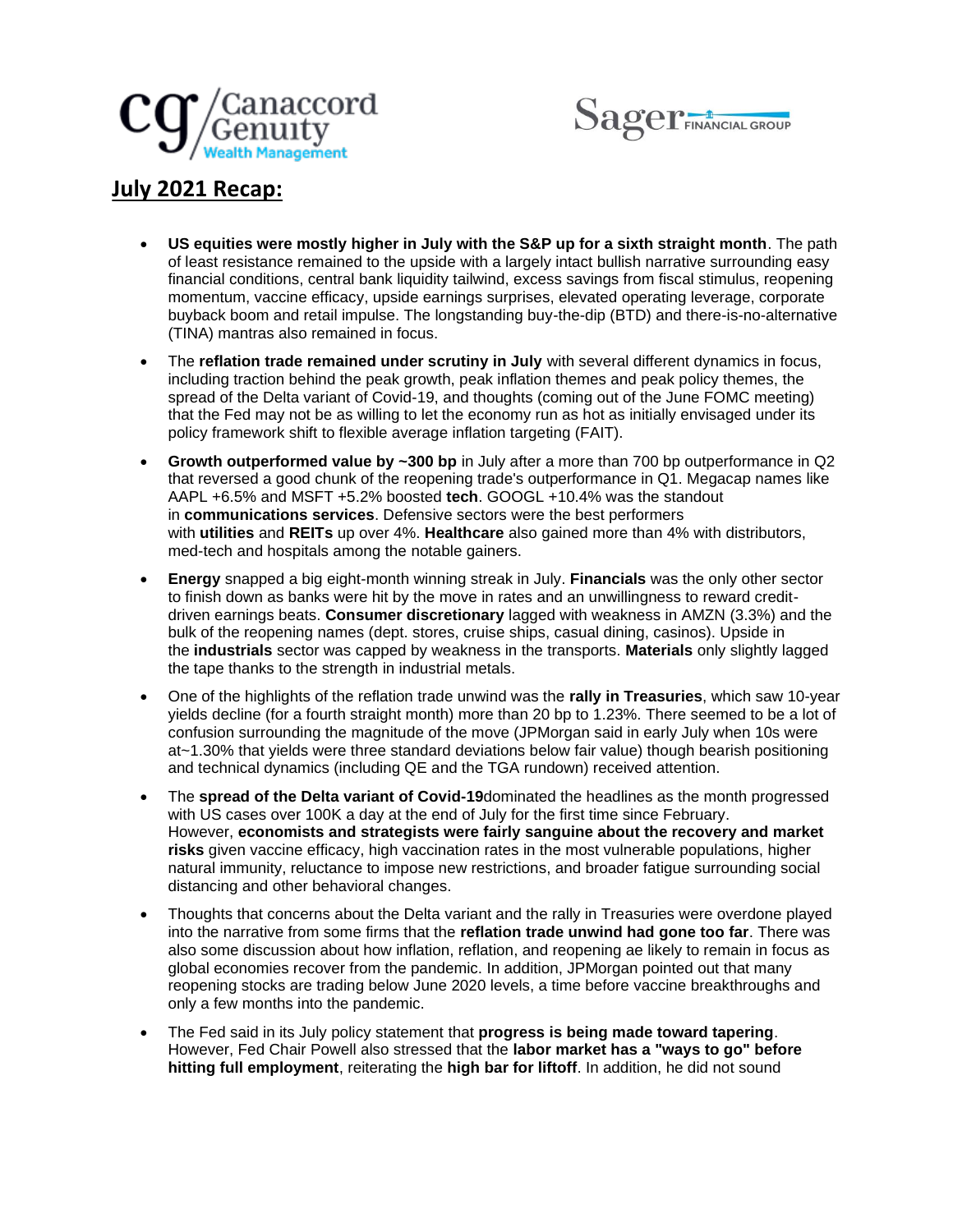## July 2021 Recap:

- **US equities were mostly higher in July with the S&P up for a sixth straight month**. The path of least resistance remained to the upside with a largely intact bullish narrative surrounding easy financial conditions, central bank liquidity tailwind, excess savings from fiscal stimulus, reopening momentum, vaccine efficacy, upside earnings surprises, elevated operating leverage, corporate buyback boom and retail impulse. The longstanding buy-the-dip (BTD) and there-is-no-alternative (TINA) mantras also remained in focus.
- The **reflation trade remained under scrutiny in July** with several different dynamics in focus, including traction behind the peak growth, peak inflation themes and peak policy themes, the spread of the Delta variant of Covid-19, and thoughts (coming out of the June FOMC meeting) that the Fed may not be as willing to let the economy run as hot as initially envisaged under its policy framework shift to flexible average inflation targeting (FAIT).
- **Growth outperformed value by ~300 bp** in July after a more than 700 bp outperformance in Q2 that reversed a good chunk of the reopening trade's outperformance in Q1. Megacap names like AAPL +6.5% and MSFT +5.2% boosted **tech**. GOOGL +10.4% was the standout in **communications services**. Defensive sectors were the best performers with **utilities** and **REITs** up over 4%. **Healthcare** also gained more than 4% with distributors, med-tech and hospitals among the notable gainers.
- **Energy** snapped a big eight-month winning streak in July. **Financials** was the only other sector to finish down as banks were hit by the move in rates and an unwillingness to reward credit-driven earnings beats. **Consumer discretionary** lagged with weakness in AMZN (3.3%) and the bulk of the reopening names (dept. stores, cruise ships, casual dining, casinos). Upside in the **industrials** sector was capped by weakness in the transports. **Materials** only slightly lagged the tape thanks to the strength in industrial metals.
- One of the highlights of the reflation trade unwind was the **rally in Treasuries**, which saw 10-year yields decline (for a fourth straight month) more than 20 bp to 1.23%. There seemed to be a lot of confusion surrounding the magnitude of the move (JPMorgan said in early July when 10s were at~1.30% that yields were three standard deviations below fair value) though bearish positioning and technical dynamics (including QE and the TGA rundown) received attention.
- The **spread of the Delta variant of Covid-19**dominated the headlines as the month progressed with US cases over 100K a day at the end of July for the first time since February. However, **economists and strategists were fairly sanguine about the recovery and market risks** given vaccine efficacy, high vaccination rates in the most vulnerable populations, higher natural immunity, reluctance to impose new restrictions, and broader fatigue surrounding social distancing and other behavioral changes.
- Thoughts that concerns about the Delta variant and the rally in Treasuries were overdone played into the narrative from some firms that the **reflation trade unwind had gone too far**. There was also some discussion about how inflation, reflation, and reopening ae likely to remain in focus as global economies recover from the pandemic. In addition, JPMorgan pointed out that many reopening stocks are trading below June 2020 levels, a time before vaccine breakthroughs and only a few months into the pandemic.
- The Fed said in its July policy statement that **progress is being made toward tapering**. However, Fed Chair Powell also stressed that the **labor market has a "ways to go" before hitting full employment**, reiterating the **high bar for liftoff**. In addition, he did not sound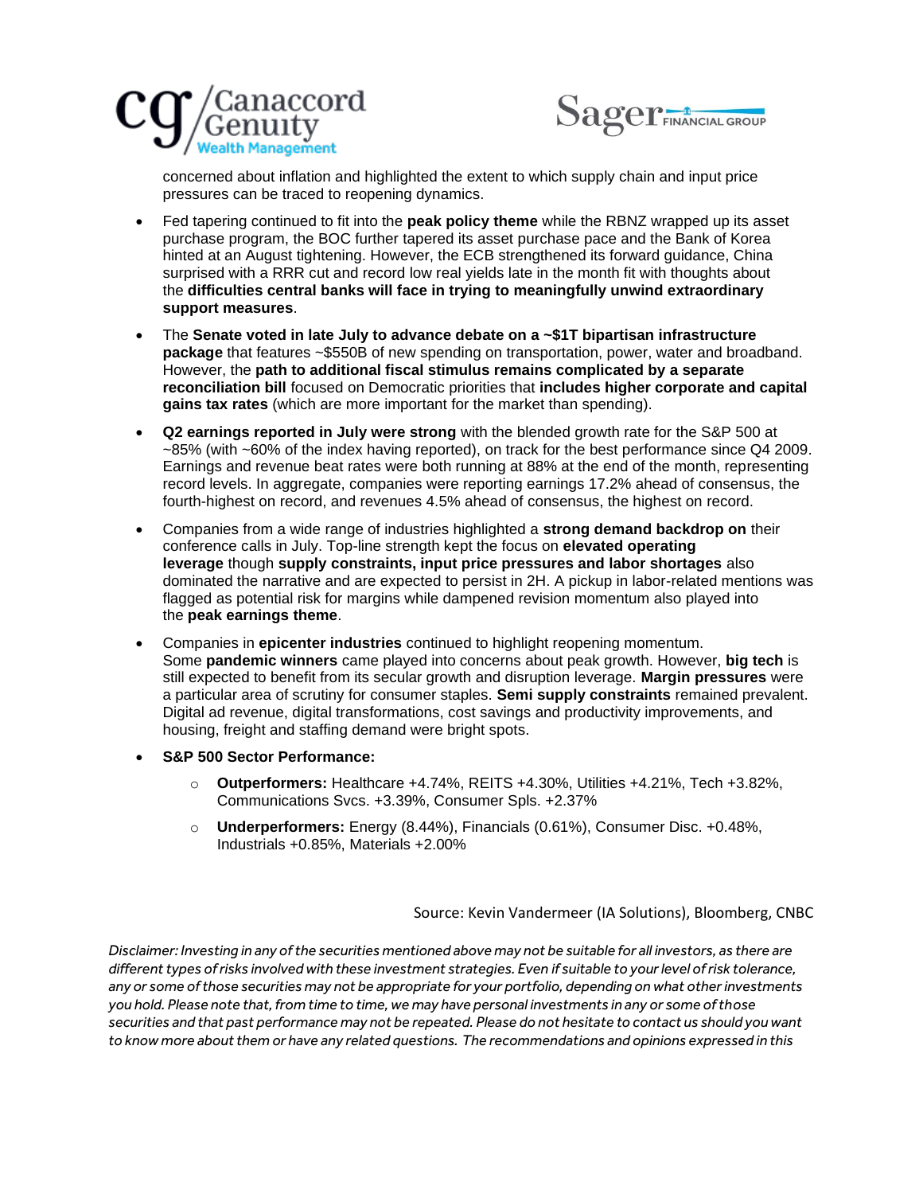concerned about inflation and highlighted the extent to which supply chain and input price pressures can be traced to reopening dynamics.

- Fed tapering continued to fit into the **peak policy theme** while the RBNZ wrapped up its asset purchase program, the BOC further tapered its asset purchase pace and the Bank of Korea hinted at an August tightening. However, the ECB strengthened its forward guidance, China surprised with a RRR cut and record low real yields late in the month fit with thoughts about the **difficulties central banks will face in trying to meaningfully unwind extraordinary support measures**.
- The **Senate voted in late July to advance debate on a ~$1T bipartisan infrastructure package** that features ~$550B of new spending on transportation, power, water and broadband. However, the **path to additional fiscal stimulus remains complicated by a separate reconciliation bill** focused on Democratic priorities that **includes higher corporate and capital gains tax rates** (which are more important for the market than spending).
- **Q2 earnings reported in July were strong** with the blended growth rate for the S&P 500 at ~85% (with ~60% of the index having reported), on track for the best performance since Q4 2009. Earnings and revenue beat rates were both running at 88% at the end of the month, representing record levels. In aggregate, companies were reporting earnings 17.2% ahead of consensus, the fourth-highest on record, and revenues 4.5% ahead of consensus, the highest on record.
- Companies from a wide range of industries highlighted a **strong demand backdrop on** their conference calls in July. Top-line strength kept the focus on **elevated operating leverage** though **supply constraints, input price pressures and labor shortages** also dominated the narrative and are expected to persist in 2H. A pickup in labor-related mentions was flagged as potential risk for margins while dampened revision momentum also played into the **peak earnings theme**.
- Companies in **epicenter industries** continued to highlight reopening momentum. Some **pandemic winners** came played into concerns about peak growth. However, **big tech** is still expected to benefit from its secular growth and disruption leverage. **Margin pressures** were a particular area of scrutiny for consumer staples. **Semi supply constraints** remained prevalent. Digital ad revenue, digital transformations, cost savings and productivity improvements, and housing, freight and staffing demand were bright spots.
- **S&P 500 Sector Performance:**
  - **Outperformers:** Healthcare +4.74%, REITS +4.30%, Utilities +4.21%, Tech +3.82%, Communications Svcs. +3.39%, Consumer Spls. +2.37%
  - **Underperformers:** Energy (8.44%), Financials (0.61%), Consumer Disc. +0.48%, Industrials +0.85%, Materials +2.00%

Source: Kevin Vandermeer (IA Solutions), Bloomberg, CNBC

*Disclaimer: Investing in any of the securities mentioned above may not be suitable for all investors, as there are different types of risks involved with these investment strategies. Even if suitable to your level of risk tolerance, any or some of those securities may not be appropriate for your portfolio, depending on what other investments you hold. Please note that, from time to time, we may have personal investments in any or some of those securities and that past performance may not be repeated. Please do not hesitate to contact us should you want to know more about them or have any related questions. The recommendations and opinions expressed in this*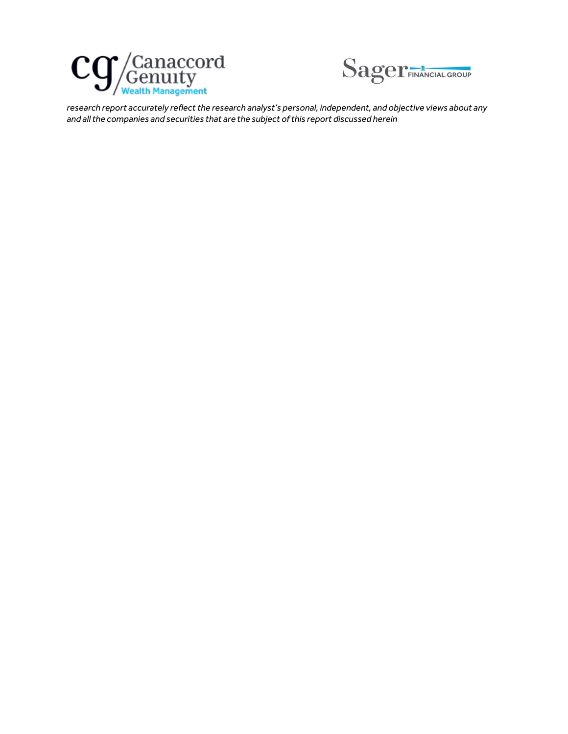*research report accurately reflect the research analyst's personal, independent, and objective views about any and all the companies and securities that are the subject of this report discussed herein*